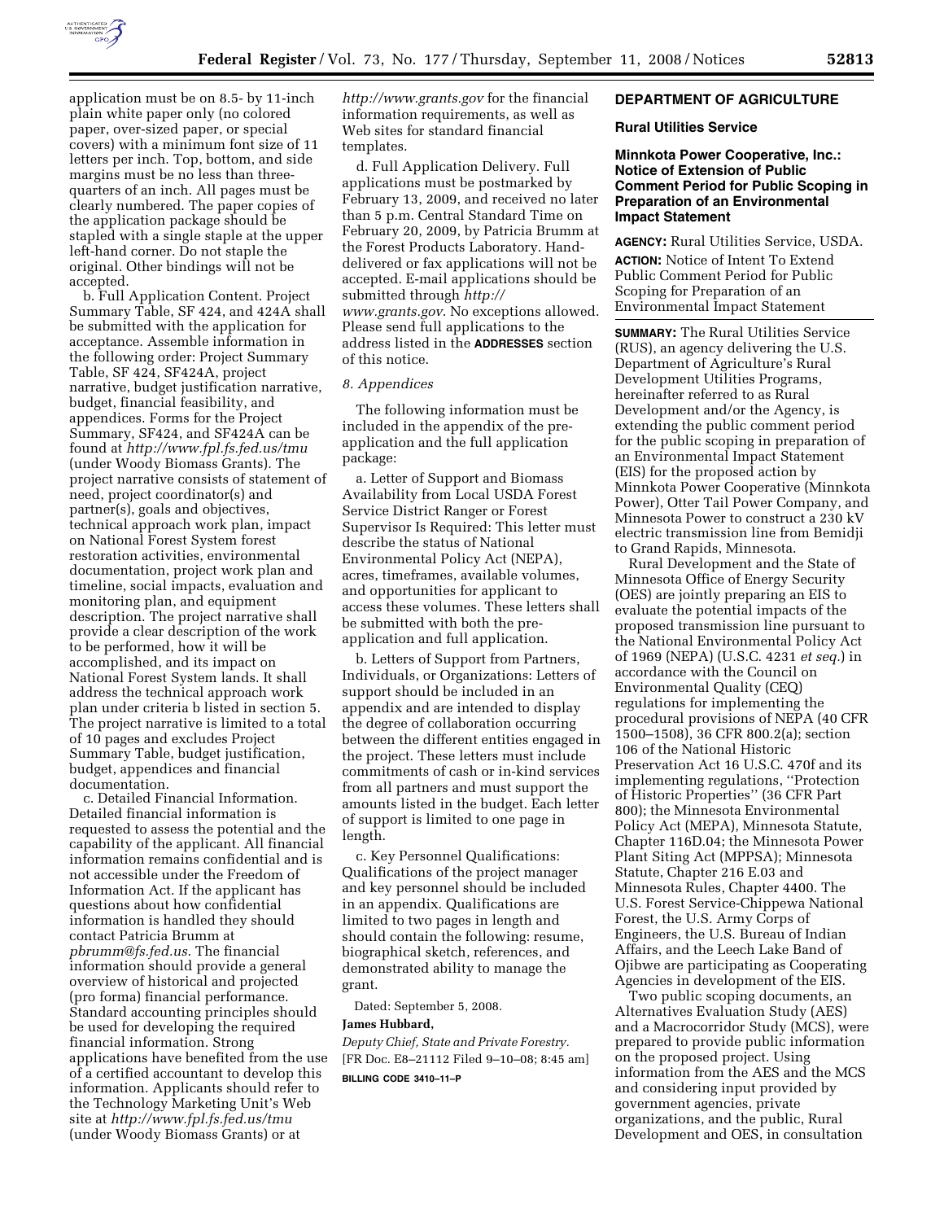application must be on 8.5- by 11-inch plain white paper only (no colored paper, over-sized paper, or special covers) with a minimum font size of 11 letters per inch. Top, bottom, and side margins must be no less than three-quarters of an inch. All pages must be clearly numbered. The paper copies of the application package should be stapled with a single staple at the upper left-hand corner. Do not staple the original. Other bindings will not be accepted.

b. Full Application Content. Project Summary Table, SF 424, and 424A shall be submitted with the application for acceptance. Assemble information in the following order: Project Summary Table, SF 424, SF424A, project narrative, budget justification narrative, budget, financial feasibility, and appendices. Forms for the Project Summary, SF424, and SF424A can be found at *http://www.fpl.fs.fed.us/tmu* (under Woody Biomass Grants). The project narrative consists of statement of need, project coordinator(s) and partner(s), goals and objectives, technical approach work plan, impact on National Forest System forest restoration activities, environmental documentation, project work plan and timeline, social impacts, evaluation and monitoring plan, and equipment description. The project narrative shall provide a clear description of the work to be performed, how it will be accomplished, and its impact on National Forest System lands. It shall address the technical approach work plan under criteria b listed in section 5. The project narrative is limited to a total of 10 pages and excludes Project Summary Table, budget justification, budget, appendices and financial documentation.

c. Detailed Financial Information. Detailed financial information is requested to assess the potential and the capability of the applicant. All financial information remains confidential and is not accessible under the Freedom of Information Act. If the applicant has questions about how confidential information is handled they should contact Patricia Brumm at *pbrumm@fs.fed.us*. The financial information should provide a general overview of historical and projected (pro forma) financial performance. Standard accounting principles should be used for developing the required financial information. Strong applications have benefited from the use of a certified accountant to develop this information. Applicants should refer to the Technology Marketing Unit's Web site at *http://www.fpl.fs.fed.us/tmu* (under Woody Biomass Grants) or at *http://www.grants.gov* for the financial information requirements, as well as Web sites for standard financial templates.

d. Full Application Delivery. Full applications must be postmarked by February 13, 2009, and received no later than 5 p.m. Central Standard Time on February 20, 2009, by Patricia Brumm at the Forest Products Laboratory. Hand-delivered or fax applications will not be accepted. E-mail applications should be submitted through *http://www.grants.gov*. No exceptions allowed. Please send full applications to the address listed in the **ADDRESSES** section of this notice.

*8. Appendices*

The following information must be included in the appendix of the pre-application and the full application package:

a. Letter of Support and Biomass Availability from Local USDA Forest Service District Ranger or Forest Supervisor Is Required: This letter must describe the status of National Environmental Policy Act (NEPA), acres, timeframes, available volumes, and opportunities for applicant to access these volumes. These letters shall be submitted with both the pre-application and full application.

b. Letters of Support from Partners, Individuals, or Organizations: Letters of support should be included in an appendix and are intended to display the degree of collaboration occurring between the different entities engaged in the project. These letters must include commitments of cash or in-kind services from all partners and must support the amounts listed in the budget. Each letter of support is limited to one page in length.

c. Key Personnel Qualifications: Qualifications of the project manager and key personnel should be included in an appendix. Qualifications are limited to two pages in length and should contain the following: resume, biographical sketch, references, and demonstrated ability to manage the grant.

Dated: September 5, 2008.

**James Hubbard,**

*Deputy Chief, State and Private Forestry.*

[FR Doc. E8–21112 Filed 9–10–08; 8:45 am]

**BILLING CODE 3410–11–P**

## DEPARTMENT OF AGRICULTURE

### Rural Utilities Service

### Minnkota Power Cooperative, Inc.: Notice of Extension of Public Comment Period for Public Scoping in Preparation of an Environmental Impact Statement

**AGENCY:** Rural Utilities Service, USDA.

**ACTION:** Notice of Intent To Extend Public Comment Period for Public Scoping for Preparation of an Environmental Impact Statement

**SUMMARY:** The Rural Utilities Service (RUS), an agency delivering the U.S. Department of Agriculture's Rural Development Utilities Programs, hereinafter referred to as Rural Development and/or the Agency, is extending the public comment period for the public scoping in preparation of an Environmental Impact Statement (EIS) for the proposed action by Minnkota Power Cooperative (Minnkota Power), Otter Tail Power Company, and Minnesota Power to construct a 230 kV electric transmission line from Bemidji to Grand Rapids, Minnesota.

Rural Development and the State of Minnesota Office of Energy Security (OES) are jointly preparing an EIS to evaluate the potential impacts of the proposed transmission line pursuant to the National Environmental Policy Act of 1969 (NEPA) (U.S.C. 4231 *et seq.*) in accordance with the Council on Environmental Quality (CEQ) regulations for implementing the procedural provisions of NEPA (40 CFR 1500–1508), 36 CFR 800.2(a); section 106 of the National Historic Preservation Act 16 U.S.C. 470f and its implementing regulations, ''Protection of Historic Properties'' (36 CFR Part 800); the Minnesota Environmental Policy Act (MEPA), Minnesota Statute, Chapter 116D.04; the Minnesota Power Plant Siting Act (MPPSA); Minnesota Statute, Chapter 216 E.03 and Minnesota Rules, Chapter 4400. The U.S. Forest Service-Chippewa National Forest, the U.S. Army Corps of Engineers, the U.S. Bureau of Indian Affairs, and the Leech Lake Band of Ojibwe are participating as Cooperating Agencies in development of the EIS.

Two public scoping documents, an Alternatives Evaluation Study (AES) and a Macrocorridor Study (MCS), were prepared to provide public information on the proposed project. Using information from the AES and the MCS and considering input provided by government agencies, private organizations, and the public, Rural Development and OES, in consultation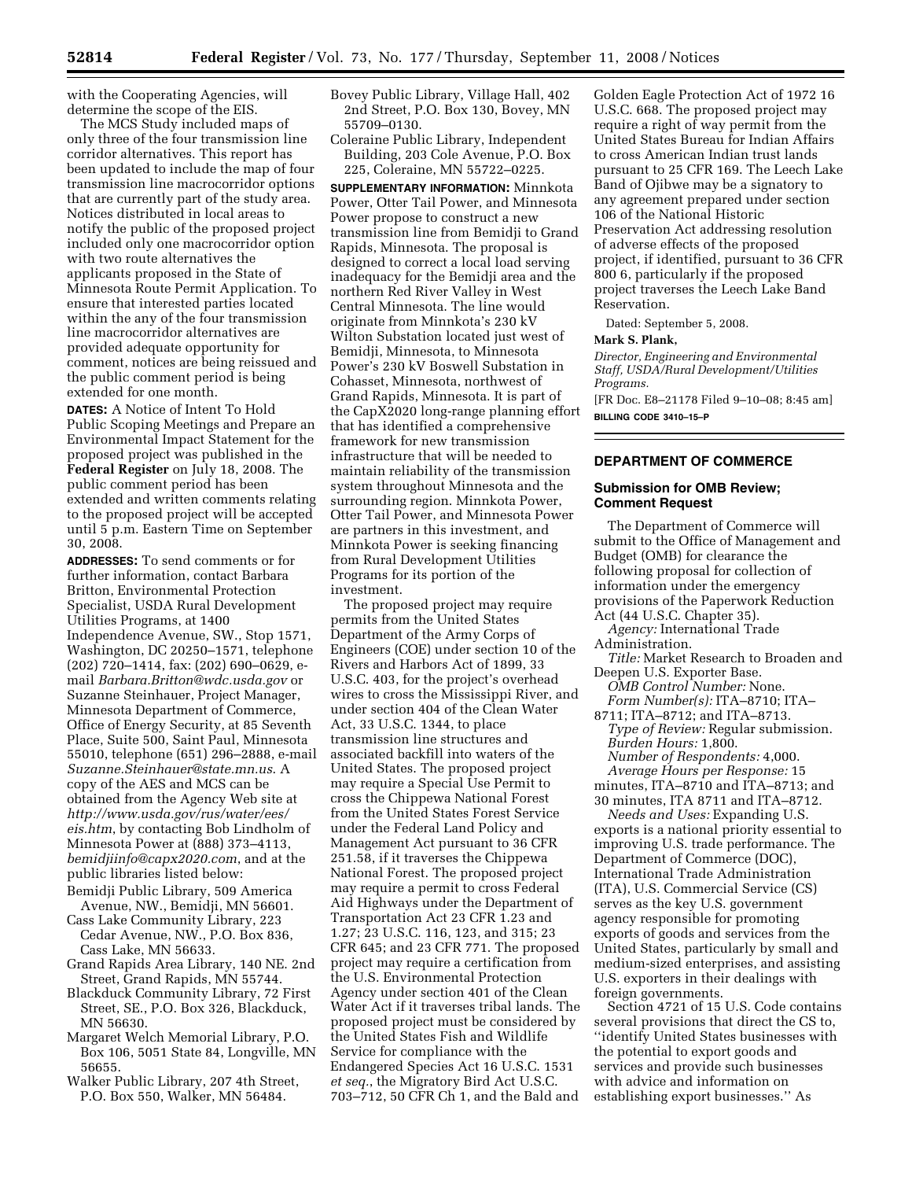with the Cooperating Agencies, will determine the scope of the EIS.

The MCS Study included maps of only three of the four transmission line corridor alternatives. This report has been updated to include the map of four transmission line macrocorridor options that are currently part of the study area. Notices distributed in local areas to notify the public of the proposed project included only one macrocorridor option with two route alternatives the applicants proposed in the State of Minnesota Route Permit Application. To ensure that interested parties located within the any of the four transmission line macrocorridor alternatives are provided adequate opportunity for comment, notices are being reissued and the public comment period is being extended for one month.

**DATES:** A Notice of Intent To Hold Public Scoping Meetings and Prepare an Environmental Impact Statement for the proposed project was published in the **Federal Register** on July 18, 2008. The public comment period has been extended and written comments relating to the proposed project will be accepted until 5 p.m. Eastern Time on September 30, 2008.

**ADDRESSES:** To send comments or for further information, contact Barbara Britton, Environmental Protection Specialist, USDA Rural Development Utilities Programs, at 1400 Independence Avenue, SW., Stop 1571, Washington, DC 20250–1571, telephone (202) 720–1414, fax: (202) 690–0629, e-mail *Barbara.Britton@wdc.usda.gov* or Suzanne Steinhauer, Project Manager, Minnesota Department of Commerce, Office of Energy Security, at 85 Seventh Place, Suite 500, Saint Paul, Minnesota 55010, telephone (651) 296–2888, e-mail *Suzanne.Steinhauer@state.mn.us*. A copy of the AES and MCS can be obtained from the Agency Web site at *http://www.usda.gov/rus/water/ees/eis.htm*, by contacting Bob Lindholm of Minnesota Power at (888) 373–4113, *bemidjiinfo@capx2020.com*, and at the public libraries listed below:

Bemidji Public Library, 509 America Avenue, NW., Bemidji, MN 56601.
Cass Lake Community Library, 223 Cedar Avenue, NW., P.O. Box 836, Cass Lake, MN 56633.
Grand Rapids Area Library, 140 NE. 2nd Street, Grand Rapids, MN 55744.
Blackduck Community Library, 72 First Street, SE., P.O. Box 326, Blackduck, MN 56630.
Margaret Welch Memorial Library, P.O. Box 106, 5051 State 84, Longville, MN 56655.
Walker Public Library, 207 4th Street, P.O. Box 550, Walker, MN 56484.
Bovey Public Library, Village Hall, 402 2nd Street, P.O. Box 130, Bovey, MN 55709–0130.
Coleraine Public Library, Independent Building, 203 Cole Avenue, P.O. Box 225, Coleraine, MN 55722–0225.

**SUPPLEMENTARY INFORMATION:** Minnkota Power, Otter Tail Power, and Minnesota Power propose to construct a new transmission line from Bemidji to Grand Rapids, Minnesota. The proposal is designed to correct a local load serving inadequacy for the Bemidji area and the northern Red River Valley in West Central Minnesota. The line would originate from Minnkota's 230 kV Wilton Substation located just west of Bemidji, Minnesota, to Minnesota Power's 230 kV Boswell Substation in Cohasset, Minnesota, northwest of Grand Rapids, Minnesota. It is part of the CapX2020 long-range planning effort that has identified a comprehensive framework for new transmission infrastructure that will be needed to maintain reliability of the transmission system throughout Minnesota and the surrounding region. Minnkota Power, Otter Tail Power, and Minnesota Power are partners in this investment, and Minnkota Power is seeking financing from Rural Development Utilities Programs for its portion of the investment.

The proposed project may require permits from the United States Department of the Army Corps of Engineers (COE) under section 10 of the Rivers and Harbors Act of 1899, 33 U.S.C. 403, for the project's overhead wires to cross the Mississippi River, and under section 404 of the Clean Water Act, 33 U.S.C. 1344, to place transmission line structures and associated backfill into waters of the United States. The proposed project may require a Special Use Permit to cross the Chippewa National Forest from the United States Forest Service under the Federal Land Policy and Management Act pursuant to 36 CFR 251.58, if it traverses the Chippewa National Forest. The proposed project may require a permit to cross Federal Aid Highways under the Department of Transportation Act 23 CFR 1.23 and 1.27; 23 U.S.C. 116, 123, and 315; 23 CFR 645; and 23 CFR 771. The proposed project may require a certification from the U.S. Environmental Protection Agency under section 401 of the Clean Water Act if it traverses tribal lands. The proposed project must be considered by the United States Fish and Wildlife Service for compliance with the Endangered Species Act 16 U.S.C. 1531 *et seq.*, the Migratory Bird Act U.S.C. 703–712, 50 CFR Ch 1, and the Bald and Golden Eagle Protection Act of 1972 16 U.S.C. 668. The proposed project may require a right of way permit from the United States Bureau for Indian Affairs to cross American Indian trust lands pursuant to 25 CFR 169. The Leech Lake Band of Ojibwe may be a signatory to any agreement prepared under section 106 of the National Historic Preservation Act addressing resolution of adverse effects of the proposed project, if identified, pursuant to 36 CFR 800 6, particularly if the proposed project traverses the Leech Lake Band Reservation.

Dated: September 5, 2008.

**Mark S. Plank,**

*Director, Engineering and Environmental Staff, USDA/Rural Development/Utilities Programs.*

[FR Doc. E8–21178 Filed 9–10–08; 8:45 am]

**BILLING CODE 3410–15–P**

## DEPARTMENT OF COMMERCE

### Submission for OMB Review; Comment Request

The Department of Commerce will submit to the Office of Management and Budget (OMB) for clearance the following proposal for collection of information under the emergency provisions of the Paperwork Reduction Act (44 U.S.C. Chapter 35).

*Agency:* International Trade Administration.

*Title:* Market Research to Broaden and Deepen U.S. Exporter Base.

*OMB Control Number:* None.

*Form Number(s):* ITA–8710; ITA–8711; ITA–8712; and ITA–8713.

*Type of Review:* Regular submission.

*Burden Hours:* 1,800.

*Number of Respondents:* 4,000.

*Average Hours per Response:* 15 minutes, ITA–8710 and ITA–8713; and 30 minutes, ITA 8711 and ITA–8712.

*Needs and Uses:* Expanding U.S. exports is a national priority essential to improving U.S. trade performance. The Department of Commerce (DOC), International Trade Administration (ITA), U.S. Commercial Service (CS) serves as the key U.S. government agency responsible for promoting exports of goods and services from the United States, particularly by small and medium-sized enterprises, and assisting U.S. exporters in their dealings with foreign governments.

Section 4721 of 15 U.S. Code contains several provisions that direct the CS to, ''identify United States businesses with the potential to export goods and services and provide such businesses with advice and information on establishing export businesses.'' As